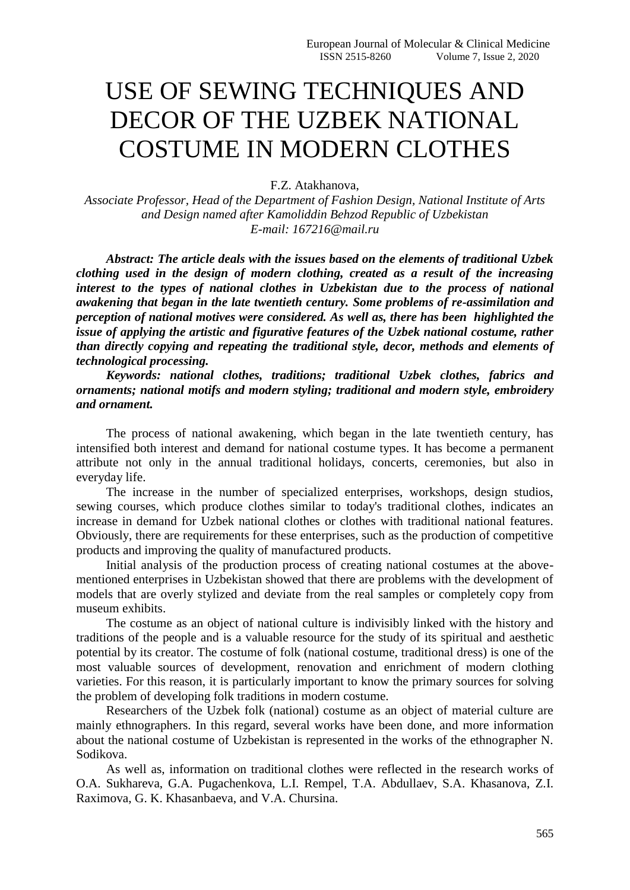# USE OF SEWING TECHNIQUES AND DECOR OF THE UZBEK NATIONAL COSTUME IN MODERN CLOTHES

F.Z. Atakhanova,

*Associate Professor, Head of the Department of Fashion Design, National Institute of Arts and Design named after Kamoliddin Behzod Republic of Uzbekistan*
*E-mail: 167216@mail.ru*

***Abstract: The article deals with the issues based on the elements of traditional Uzbek clothing used in the design of modern clothing, created as a result of the increasing interest to the types of national clothes in Uzbekistan due to the process of national awakening that began in the late twentieth century. Some problems of re-assimilation and perception of national motives were considered. As well as, there has been highlighted the issue of applying the artistic and figurative features of the Uzbek national costume, rather than directly copying and repeating the traditional style, decor, methods and elements of technological processing.***

***Keywords: national clothes, traditions; traditional Uzbek clothes, fabrics and ornaments; national motifs and modern styling; traditional and modern style, embroidery and ornament.***

The process of national awakening, which began in the late twentieth century, has intensified both interest and demand for national costume types. It has become a permanent attribute not only in the annual traditional holidays, concerts, ceremonies, but also in everyday life.

The increase in the number of specialized enterprises, workshops, design studios, sewing courses, which produce clothes similar to today's traditional clothes, indicates an increase in demand for Uzbek national clothes or clothes with traditional national features. Obviously, there are requirements for these enterprises, such as the production of competitive products and improving the quality of manufactured products.

Initial analysis of the production process of creating national costumes at the above-mentioned enterprises in Uzbekistan showed that there are problems with the development of models that are overly stylized and deviate from the real samples or completely copy from museum exhibits.

The costume as an object of national culture is indivisibly linked with the history and traditions of the people and is a valuable resource for the study of its spiritual and aesthetic potential by its creator. The costume of folk (national costume, traditional dress) is one of the most valuable sources of development, renovation and enrichment of modern clothing varieties. For this reason, it is particularly important to know the primary sources for solving the problem of developing folk traditions in modern costume.

Researchers of the Uzbek folk (national) costume as an object of material culture are mainly ethnographers. In this regard, several works have been done, and more information about the national costume of Uzbekistan is represented in the works of the ethnographer N. Sodikova.

As well as, information on traditional clothes were reflected in the research works of O.A. Sukhareva, G.A. Pugachenkova, L.I. Rempel, T.A. Abdullaev, S.A. Khasanova, Z.I. Raximova, G. K. Khasanbaeva, and V.A. Chursina.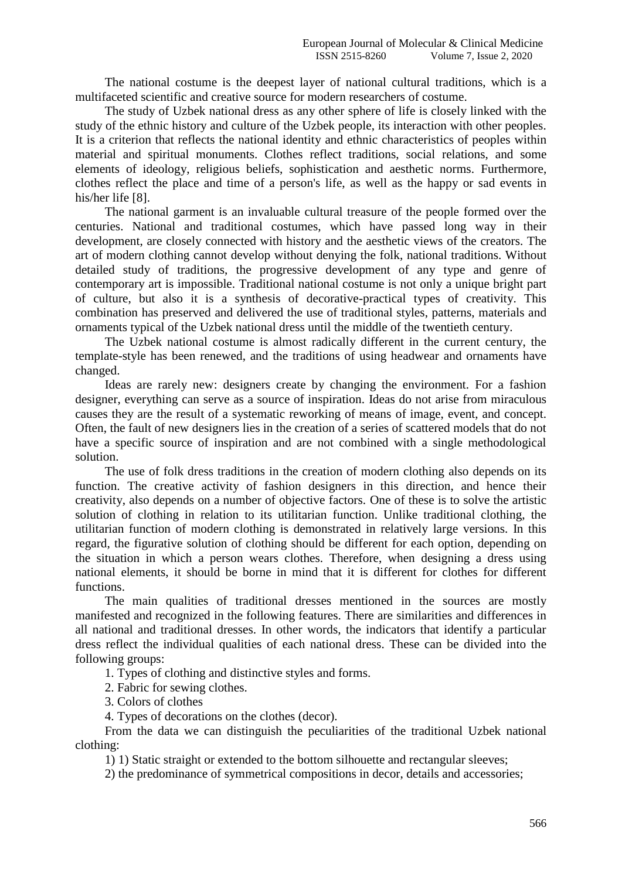The national costume is the deepest layer of national cultural traditions, which is a multifaceted scientific and creative source for modern researchers of costume.

The study of Uzbek national dress as any other sphere of life is closely linked with the study of the ethnic history and culture of the Uzbek people, its interaction with other peoples. It is a criterion that reflects the national identity and ethnic characteristics of peoples within material and spiritual monuments. Clothes reflect traditions, social relations, and some elements of ideology, religious beliefs, sophistication and aesthetic norms. Furthermore, clothes reflect the place and time of a person's life, as well as the happy or sad events in his/her life [8].

The national garment is an invaluable cultural treasure of the people formed over the centuries. National and traditional costumes, which have passed long way in their development, are closely connected with history and the aesthetic views of the creators. The art of modern clothing cannot develop without denying the folk, national traditions. Without detailed study of traditions, the progressive development of any type and genre of contemporary art is impossible. Traditional national costume is not only a unique bright part of culture, but also it is a synthesis of decorative-practical types of creativity. This combination has preserved and delivered the use of traditional styles, patterns, materials and ornaments typical of the Uzbek national dress until the middle of the twentieth century.

The Uzbek national costume is almost radically different in the current century, the template-style has been renewed, and the traditions of using headwear and ornaments have changed.

Ideas are rarely new: designers create by changing the environment. For a fashion designer, everything can serve as a source of inspiration. Ideas do not arise from miraculous causes they are the result of a systematic reworking of means of image, event, and concept. Often, the fault of new designers lies in the creation of a series of scattered models that do not have a specific source of inspiration and are not combined with a single methodological solution.

The use of folk dress traditions in the creation of modern clothing also depends on its function. The creative activity of fashion designers in this direction, and hence their creativity, also depends on a number of objective factors. One of these is to solve the artistic solution of clothing in relation to its utilitarian function. Unlike traditional clothing, the utilitarian function of modern clothing is demonstrated in relatively large versions. In this regard, the figurative solution of clothing should be different for each option, depending on the situation in which a person wears clothes. Therefore, when designing a dress using national elements, it should be borne in mind that it is different for clothes for different functions.

The main qualities of traditional dresses mentioned in the sources are mostly manifested and recognized in the following features. There are similarities and differences in all national and traditional dresses. In other words, the indicators that identify a particular dress reflect the individual qualities of each national dress. These can be divided into the following groups:

1. Types of clothing and distinctive styles and forms.
2. Fabric for sewing clothes.
3. Colors of clothes
4. Types of decorations on the clothes (decor).

From the data we can distinguish the peculiarities of the traditional Uzbek national clothing:

1) 1) Static straight or extended to the bottom silhouette and rectangular sleeves;

2) the predominance of symmetrical compositions in decor, details and accessories;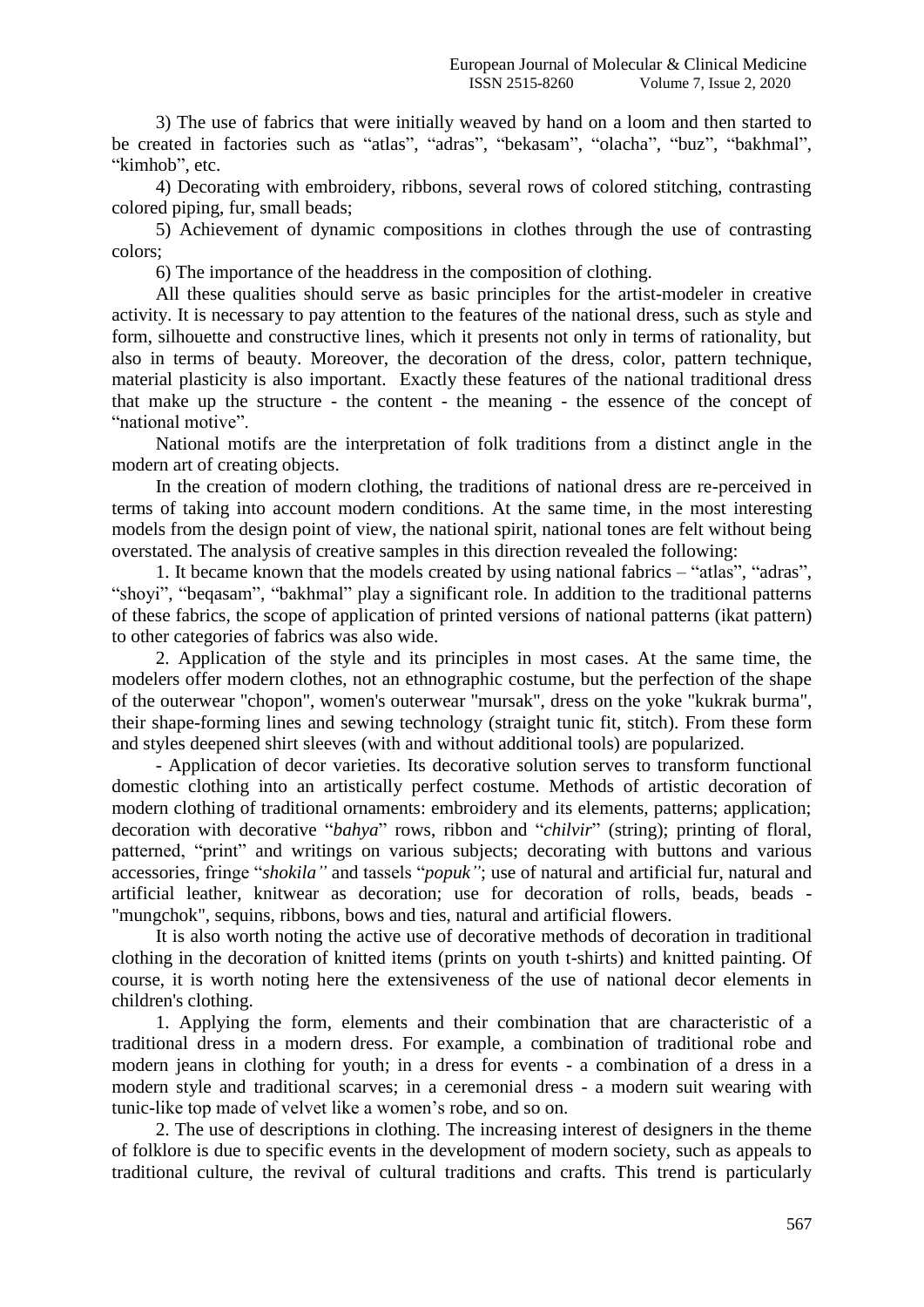3) The use of fabrics that were initially weaved by hand on a loom and then started to be created in factories such as "atlas", "adras", "bekasam", "olacha", "buz", "bakhmal", "kimhob", etc.

4) Decorating with embroidery, ribbons, several rows of colored stitching, contrasting colored piping, fur, small beads;

5) Achievement of dynamic compositions in clothes through the use of contrasting colors;

6) The importance of the headdress in the composition of clothing.

All these qualities should serve as basic principles for the artist-modeler in creative activity. It is necessary to pay attention to the features of the national dress, such as style and form, silhouette and constructive lines, which it presents not only in terms of rationality, but also in terms of beauty. Moreover, the decoration of the dress, color, pattern technique, material plasticity is also important. Exactly these features of the national traditional dress that make up the structure - the content - the meaning - the essence of the concept of "national motive".

National motifs are the interpretation of folk traditions from a distinct angle in the modern art of creating objects.

In the creation of modern clothing, the traditions of national dress are re-perceived in terms of taking into account modern conditions. At the same time, in the most interesting models from the design point of view, the national spirit, national tones are felt without being overstated. The analysis of creative samples in this direction revealed the following:

1. It became known that the models created by using national fabrics – "atlas", "adras", "shoyi", "beqasam", "bakhmal" play a significant role. In addition to the traditional patterns of these fabrics, the scope of application of printed versions of national patterns (ikat pattern) to other categories of fabrics was also wide.

2. Application of the style and its principles in most cases. At the same time, the modelers offer modern clothes, not an ethnographic costume, but the perfection of the shape of the outerwear "chopon", women's outerwear "mursak", dress on the yoke "kukrak burma", their shape-forming lines and sewing technology (straight tunic fit, stitch). From these form and styles deepened shirt sleeves (with and without additional tools) are popularized.

- Application of decor varieties. Its decorative solution serves to transform functional domestic clothing into an artistically perfect costume. Methods of artistic decoration of modern clothing of traditional ornaments: embroidery and its elements, patterns; application; decoration with decorative "*bahya*" rows, ribbon and "*chilvir*" (string); printing of floral, patterned, "print" and writings on various subjects; decorating with buttons and various accessories, fringe "*shokila"* and tassels "*popuk"*; use of natural and artificial fur, natural and artificial leather, knitwear as decoration; use for decoration of rolls, beads, beads - "mungchok", sequins, ribbons, bows and ties, natural and artificial flowers.

It is also worth noting the active use of decorative methods of decoration in traditional clothing in the decoration of knitted items (prints on youth t-shirts) and knitted painting. Of course, it is worth noting here the extensiveness of the use of national decor elements in children's clothing.

1. Applying the form, elements and their combination that are characteristic of a traditional dress in a modern dress. For example, a combination of traditional robe and modern jeans in clothing for youth; in a dress for events - a combination of a dress in a modern style and traditional scarves; in a ceremonial dress - a modern suit wearing with tunic-like top made of velvet like a women's robe, and so on.

2. The use of descriptions in clothing. The increasing interest of designers in the theme of folklore is due to specific events in the development of modern society, such as appeals to traditional culture, the revival of cultural traditions and crafts. This trend is particularly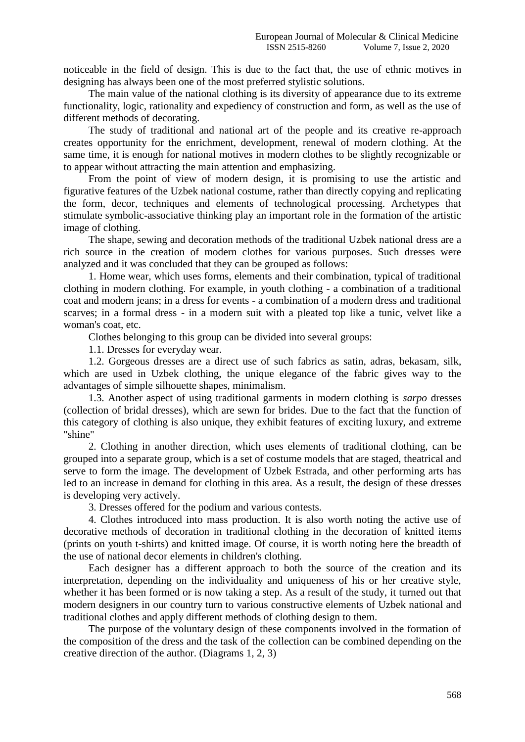noticeable in the field of design. This is due to the fact that, the use of ethnic motives in designing has always been one of the most preferred stylistic solutions.

The main value of the national clothing is its diversity of appearance due to its extreme functionality, logic, rationality and expediency of construction and form, as well as the use of different methods of decorating.

The study of traditional and national art of the people and its creative re-approach creates opportunity for the enrichment, development, renewal of modern clothing. At the same time, it is enough for national motives in modern clothes to be slightly recognizable or to appear without attracting the main attention and emphasizing.

From the point of view of modern design, it is promising to use the artistic and figurative features of the Uzbek national costume, rather than directly copying and replicating the form, decor, techniques and elements of technological processing. Archetypes that stimulate symbolic-associative thinking play an important role in the formation of the artistic image of clothing.

The shape, sewing and decoration methods of the traditional Uzbek national dress are a rich source in the creation of modern clothes for various purposes. Such dresses were analyzed and it was concluded that they can be grouped as follows:

1. Home wear, which uses forms, elements and their combination, typical of traditional clothing in modern clothing. For example, in youth clothing - a combination of a traditional coat and modern jeans; in a dress for events - a combination of a modern dress and traditional scarves; in a formal dress - in a modern suit with a pleated top like a tunic, velvet like a woman's coat, etc.

Clothes belonging to this group can be divided into several groups:

1.1. Dresses for everyday wear.

1.2. Gorgeous dresses are a direct use of such fabrics as satin, adras, bekasam, silk, which are used in Uzbek clothing, the unique elegance of the fabric gives way to the advantages of simple silhouette shapes, minimalism.

1.3. Another aspect of using traditional garments in modern clothing is *sarpo* dresses (collection of bridal dresses), which are sewn for brides. Due to the fact that the function of this category of clothing is also unique, they exhibit features of exciting luxury, and extreme "shine"

2. Clothing in another direction, which uses elements of traditional clothing, can be grouped into a separate group, which is a set of costume models that are staged, theatrical and serve to form the image. The development of Uzbek Estrada, and other performing arts has led to an increase in demand for clothing in this area. As a result, the design of these dresses is developing very actively.

3. Dresses offered for the podium and various contests.

4. Clothes introduced into mass production. It is also worth noting the active use of decorative methods of decoration in traditional clothing in the decoration of knitted items (prints on youth t-shirts) and knitted image. Of course, it is worth noting here the breadth of the use of national decor elements in children's clothing.

Each designer has a different approach to both the source of the creation and its interpretation, depending on the individuality and uniqueness of his or her creative style, whether it has been formed or is now taking a step. As a result of the study, it turned out that modern designers in our country turn to various constructive elements of Uzbek national and traditional clothes and apply different methods of clothing design to them.

The purpose of the voluntary design of these components involved in the formation of the composition of the dress and the task of the collection can be combined depending on the creative direction of the author. (Diagrams 1, 2, 3)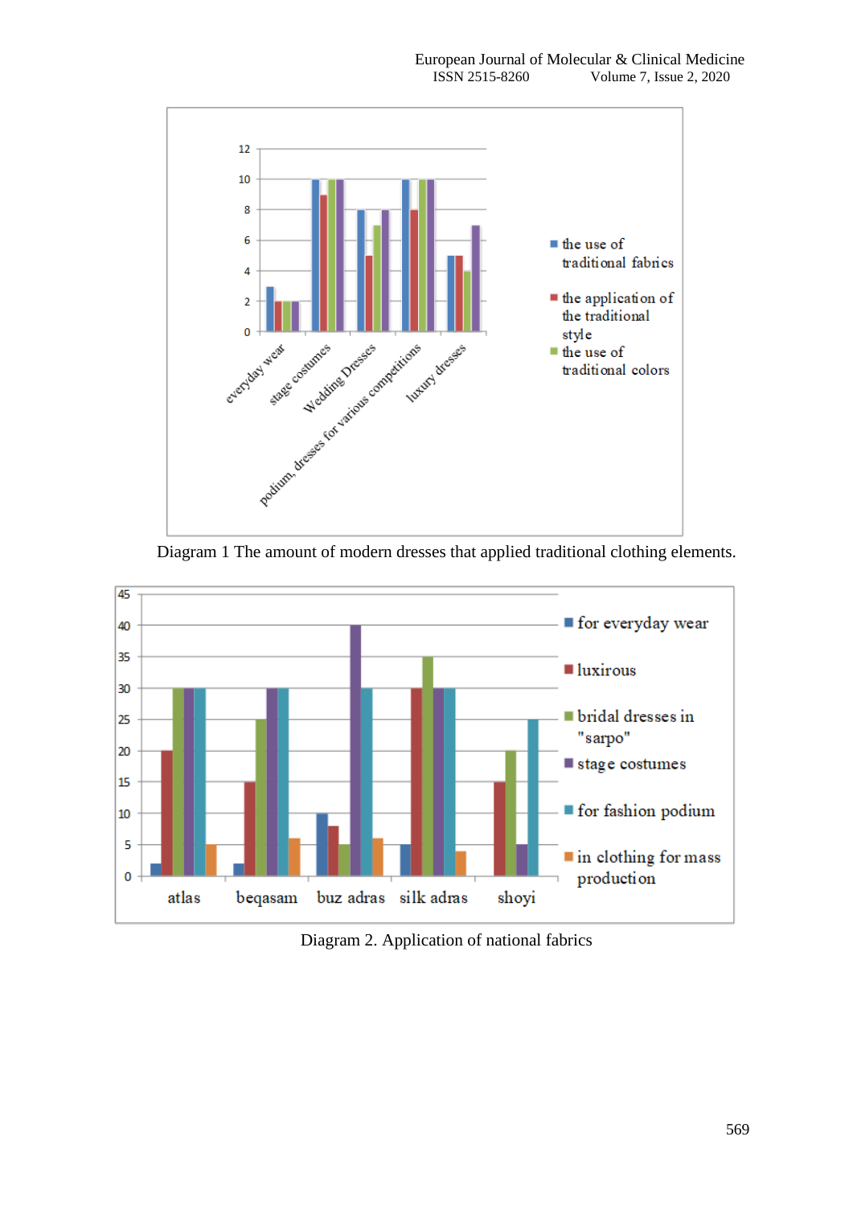Diagram 1 The amount of modern dresses that applied traditional clothing elements.

Diagram 2. Application of national fabrics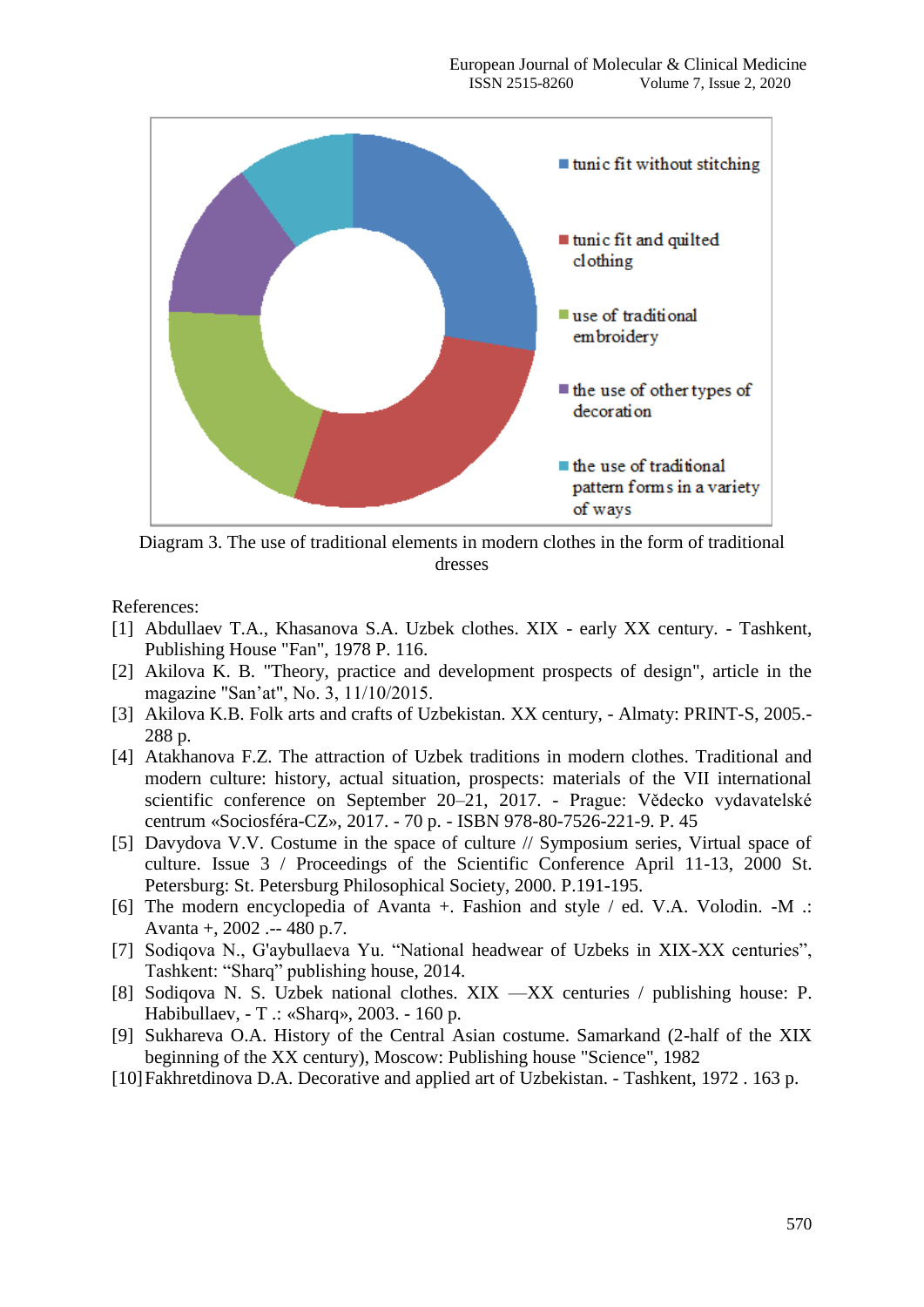tunic fit without stitching

tunic fit and quilted clothing

use of traditional embroidery

the use of other types of decoration

the use of traditional pattern forms in a variety of ways

Diagram 3. The use of traditional elements in modern clothes in the form of traditional dresses

References:

[1] Abdullaev T.A., Khasanova S.A. Uzbek clothes. XIX - early XX century. - Tashkent, Publishing House "Fan", 1978 P. 116.

[2] Akilova K. B. "Theory, practice and development prospects of design", article in the magazine "San'at", No. 3, 11/10/2015.

[3] Akilova K.B. Folk arts and crafts of Uzbekistan. XX century, - Almaty: PRINT-S, 2005.- 288 p.

[4] Atakhanova F.Z. The attraction of Uzbek traditions in modern clothes. Traditional and modern culture: history, actual situation, prospects: materials of the VII international scientific conference on September 20–21, 2017. - Prague: Vědecko vydavatelské centrum «Sociosféra-CZ», 2017. - 70 p. - ISBN 978-80-7526-221-9. P. 45

[5] Davydova V.V. Costume in the space of culture // Symposium series, Virtual space of culture. Issue 3 / Proceedings of the Scientific Conference April 11-13, 2000 St. Petersburg: St. Petersburg Philosophical Society, 2000. P.191-195.

[6] The modern encyclopedia of Avanta +. Fashion and style / ed. V.A. Volodin. -M .: Avanta +, 2002 .-- 480 p.7.

[7] Sodiqova N., G'aybullaeva Yu. "National headwear of Uzbeks in XIX-XX centuries", Tashkent: "Sharq" publishing house, 2014.

[8] Sodiqova N. S. Uzbek national clothes. XIX —XX centuries / publishing house: P. Habibullaev, - T .: «Sharq», 2003. - 160 p.

[9] Sukhareva O.A. History of the Central Asian costume. Samarkand (2-half of the XIX beginning of the XX century), Moscow: Publishing house "Science", 1982

[10] Fakhretdinova D.A. Decorative and applied art of Uzbekistan. - Tashkent, 1972 . 163 p.